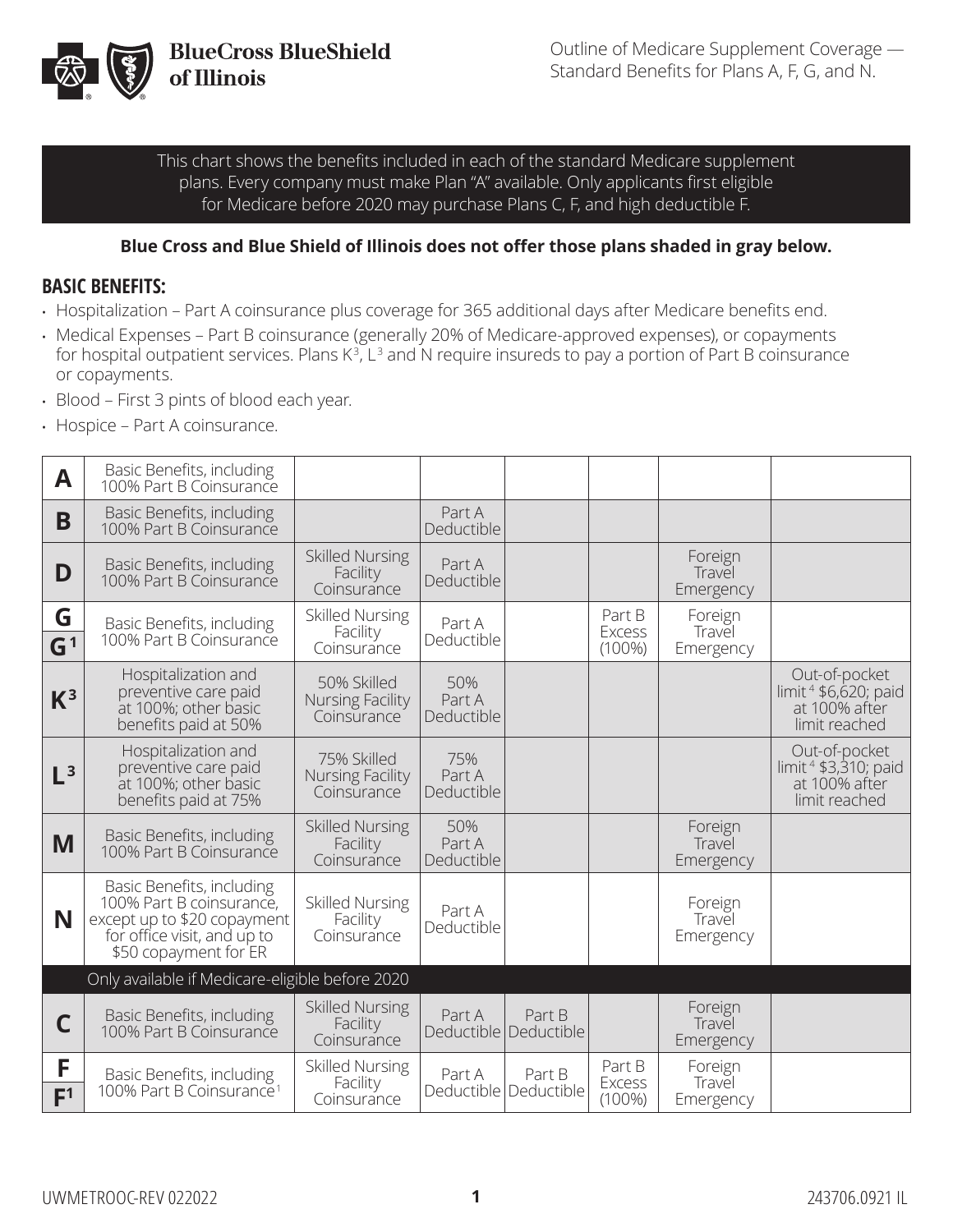# Outline of Medicare Supplement Coverage — Standard Benefits for Plans A, F, G, and N.

This chart shows the benefits included in each of the standard Medicare supplement plans. Every company must make Plan "A" available. Only applicants first eligible for Medicare before 2020 may purchase Plans C, F, and high deductible F.

**Blue Cross and Blue Shield of Illinois does not offer those plans shaded in gray below.**

## BASIC BENEFITS:

- Hospitalization – Part A coinsurance plus coverage for 365 additional days after Medicare benefits end.
- Medical Expenses – Part B coinsurance (generally 20% of Medicare-approved expenses), or copayments for hospital outpatient services. Plans K[3], L[3] and N require insureds to pay a portion of Part B coinsurance or copayments.
- Blood – First 3 pints of blood each year.
- Hospice – Part A coinsurance.

| Plan | | | | | | | |
|---|---|---|---|---|---|---|---|
| **A** | Basic Benefits, including 100% Part B Coinsurance | | | | | | |
| **B** | Basic Benefits, including 100% Part B Coinsurance | | Part A Deductible | | | | |
| **D** | Basic Benefits, including 100% Part B Coinsurance | Skilled Nursing Facility Coinsurance | Part A Deductible | | | Foreign Travel Emergency | |
| **G** / **G[1]** | Basic Benefits, including 100% Part B Coinsurance | Skilled Nursing Facility Coinsurance | Part A Deductible | | Part B Excess (100%) | Foreign Travel Emergency | |
| **K[3]** | Hospitalization and preventive care paid at 100%; other basic benefits paid at 50% | 50% Skilled Nursing Facility Coinsurance | 50% Part A Deductible | | | | Out-of-pocket limit[4] $6,620; paid at 100% after limit reached |
| **L[3]** | Hospitalization and preventive care paid at 100%; other basic benefits paid at 75% | 75% Skilled Nursing Facility Coinsurance | 75% Part A Deductible | | | | Out-of-pocket limit[4] $3,310; paid at 100% after limit reached |
| **M** | Basic Benefits, including 100% Part B Coinsurance | Skilled Nursing Facility Coinsurance | 50% Part A Deductible | | | Foreign Travel Emergency | |
| **N** | Basic Benefits, including 100% Part B coinsurance, except up to $20 copayment for office visit, and up to $50 copayment for ER | Skilled Nursing Facility Coinsurance | Part A Deductible | | | Foreign Travel Emergency | |
| | **Only available if Medicare-eligible before 2020** | | | | | | |
| **C** | Basic Benefits, including 100% Part B Coinsurance | Skilled Nursing Facility Coinsurance | Part A Deductible | Part B Deductible | | Foreign Travel Emergency | |
| **F** / **F[1]** | Basic Benefits, including 100% Part B Coinsurance[1] | Skilled Nursing Facility Coinsurance | Part A Deductible | Part B Deductible | Part B Excess (100%) | Foreign Travel Emergency | |

UWMETROOC-REV 022022

243706.0921 IL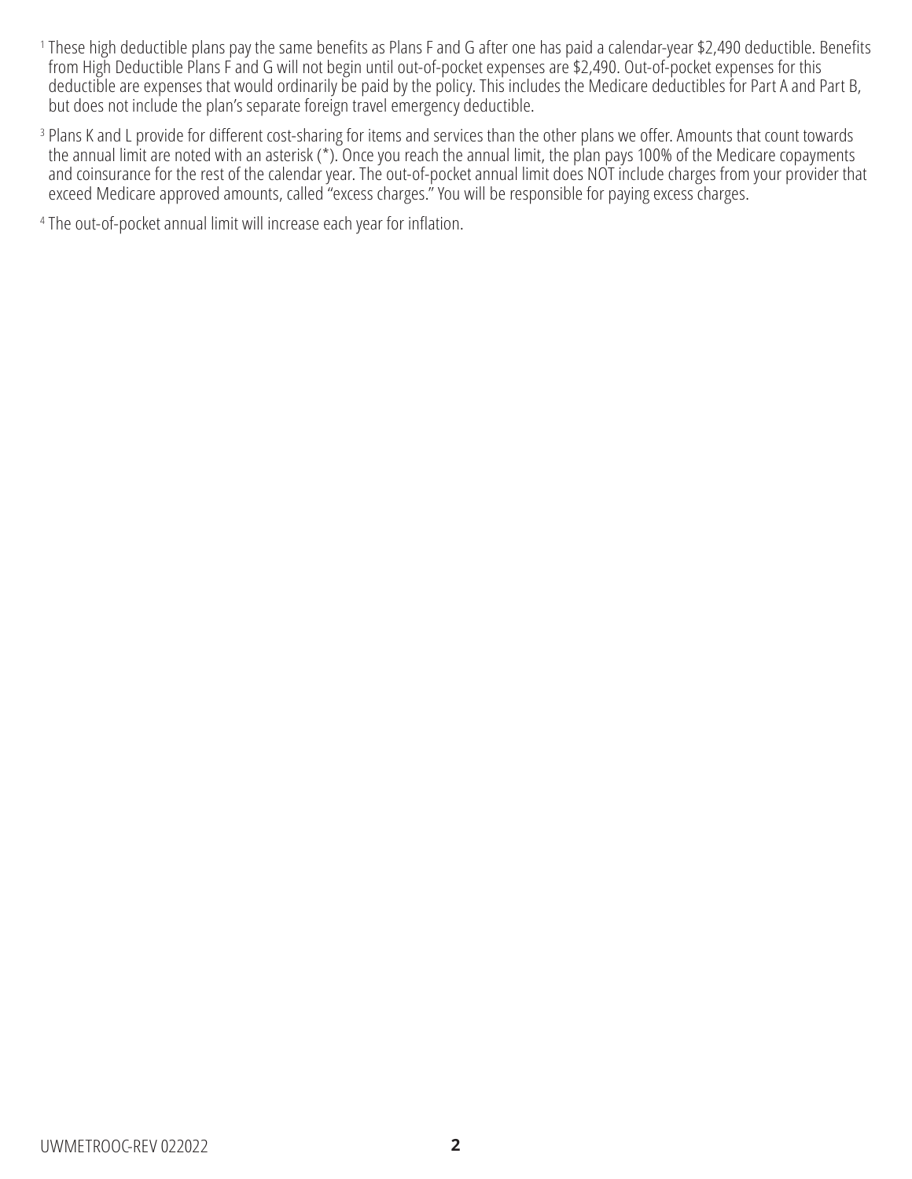[1] These high deductible plans pay the same benefits as Plans F and G after one has paid a calendar-year $2,490 deductible. Benefits from High Deductible Plans F and G will not begin until out-of-pocket expenses are $2,490. Out-of-pocket expenses for this deductible are expenses that would ordinarily be paid by the policy. This includes the Medicare deductibles for Part A and Part B, but does not include the plan's separate foreign travel emergency deductible.

[3] Plans K and L provide for different cost-sharing for items and services than the other plans we offer. Amounts that count towards the annual limit are noted with an asterisk (*). Once you reach the annual limit, the plan pays 100% of the Medicare copayments and coinsurance for the rest of the calendar year. The out-of-pocket annual limit does NOT include charges from your provider that exceed Medicare approved amounts, called "excess charges." You will be responsible for paying excess charges.

[4] The out-of-pocket annual limit will increase each year for inflation.

UWMETROOC-REV 022022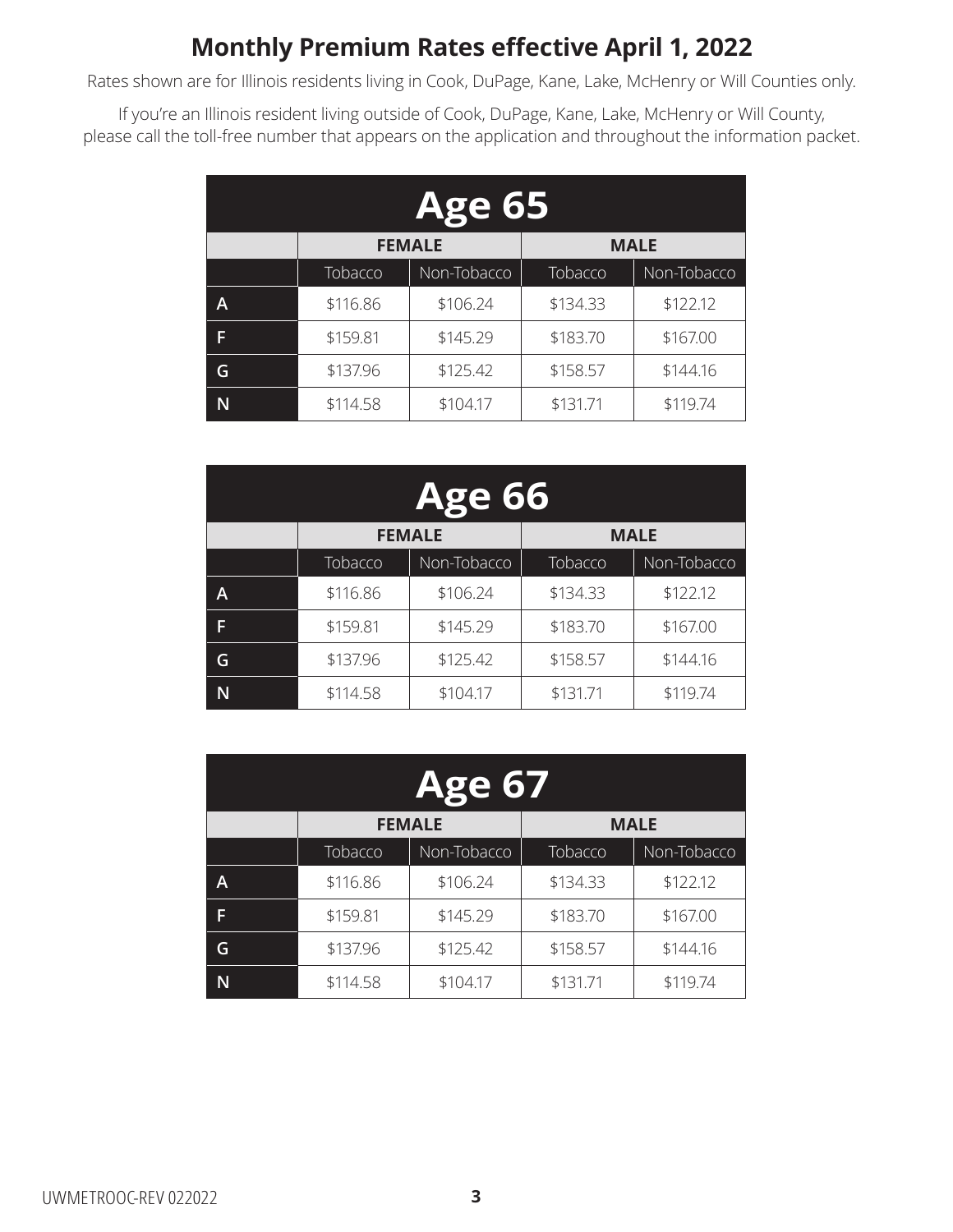# Monthly Premium Rates effective April 1, 2022

Rates shown are for Illinois residents living in Cook, DuPage, Kane, Lake, McHenry or Will Counties only.

If you're an Illinois resident living outside of Cook, DuPage, Kane, Lake, McHenry or Will County, please call the toll-free number that appears on the application and throughout the information packet.

## Age 65

| | FEMALE | | MALE | |
|---|---|---|---|---|
| | Tobacco | Non-Tobacco | Tobacco | Non-Tobacco |
| A | $116.86 | $106.24 | $134.33 | $122.12 |
| F | $159.81 | $145.29 | $183.70 | $167.00 |
| G | $137.96 | $125.42 | $158.57 | $144.16 |
| N | $114.58 | $104.17 | $131.71 | $119.74 |

## Age 66

| | FEMALE | | MALE | |
|---|---|---|---|---|
| | Tobacco | Non-Tobacco | Tobacco | Non-Tobacco |
| A | $116.86 | $106.24 | $134.33 | $122.12 |
| F | $159.81 | $145.29 | $183.70 | $167.00 |
| G | $137.96 | $125.42 | $158.57 | $144.16 |
| N | $114.58 | $104.17 | $131.71 | $119.74 |

## Age 67

| | FEMALE | | MALE | |
|---|---|---|---|---|
| | Tobacco | Non-Tobacco | Tobacco | Non-Tobacco |
| A | $116.86 | $106.24 | $134.33 | $122.12 |
| F | $159.81 | $145.29 | $183.70 | $167.00 |
| G | $137.96 | $125.42 | $158.57 | $144.16 |
| N | $114.58 | $104.17 | $131.71 | $119.74 |

UWMETROOC-REV 022022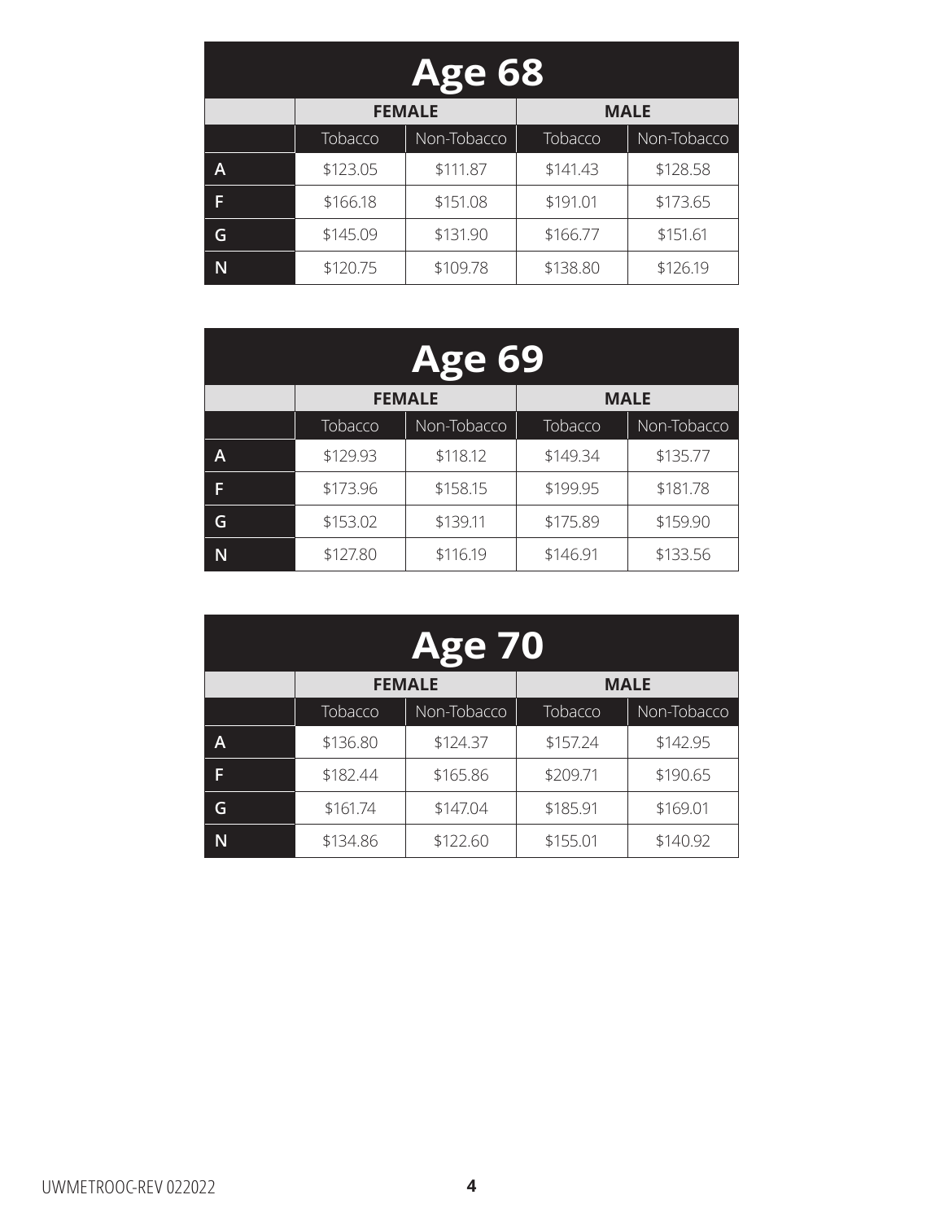## Age 68

| | FEMALE | | MALE | |
|---|---|---|---|---|
| | Tobacco | Non-Tobacco | Tobacco | Non-Tobacco |
| A | $123.05 | $111.87 | $141.43 | $128.58 |
| F | $166.18 | $151.08 | $191.01 | $173.65 |
| G | $145.09 | $131.90 | $166.77 | $151.61 |
| N | $120.75 | $109.78 | $138.80 | $126.19 |

## Age 69

| | FEMALE | | MALE | |
|---|---|---|---|---|
| | Tobacco | Non-Tobacco | Tobacco | Non-Tobacco |
| A | $129.93 | $118.12 | $149.34 | $135.77 |
| F | $173.96 | $158.15 | $199.95 | $181.78 |
| G | $153.02 | $139.11 | $175.89 | $159.90 |
| N | $127.80 | $116.19 | $146.91 | $133.56 |

## Age 70

| | FEMALE | | MALE | |
|---|---|---|---|---|
| | Tobacco | Non-Tobacco | Tobacco | Non-Tobacco |
| A | $136.80 | $124.37 | $157.24 | $142.95 |
| F | $182.44 | $165.86 | $209.71 | $190.65 |
| G | $161.74 | $147.04 | $185.91 | $169.01 |
| N | $134.86 | $122.60 | $155.01 | $140.92 |

UWMETROOC-REV 022022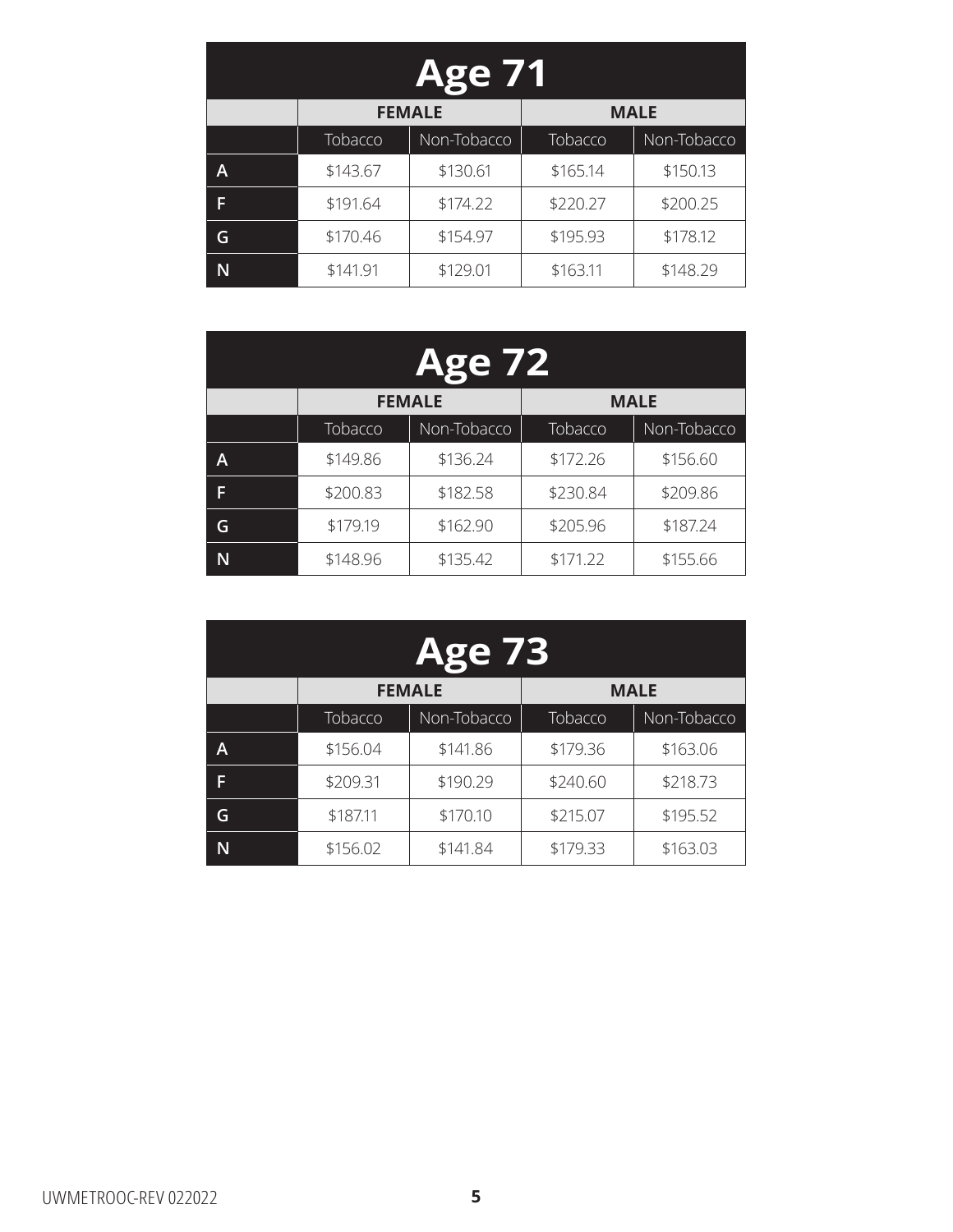## Age 71

| | FEMALE | | MALE | |
|---|---|---|---|---|
| | Tobacco | Non-Tobacco | Tobacco | Non-Tobacco |
| A | $143.67 | $130.61 | $165.14 | $150.13 |
| F | $191.64 | $174.22 | $220.27 | $200.25 |
| G | $170.46 | $154.97 | $195.93 | $178.12 |
| N | $141.91 | $129.01 | $163.11 | $148.29 |

## Age 72

| | FEMALE | | MALE | |
|---|---|---|---|---|
| | Tobacco | Non-Tobacco | Tobacco | Non-Tobacco |
| A | $149.86 | $136.24 | $172.26 | $156.60 |
| F | $200.83 | $182.58 | $230.84 | $209.86 |
| G | $179.19 | $162.90 | $205.96 | $187.24 |
| N | $148.96 | $135.42 | $171.22 | $155.66 |

## Age 73

| | FEMALE | | MALE | |
|---|---|---|---|---|
| | Tobacco | Non-Tobacco | Tobacco | Non-Tobacco |
| A | $156.04 | $141.86 | $179.36 | $163.06 |
| F | $209.31 | $190.29 | $240.60 | $218.73 |
| G | $187.11 | $170.10 | $215.07 | $195.52 |
| N | $156.02 | $141.84 | $179.33 | $163.03 |

UWMETROOC-REV 022022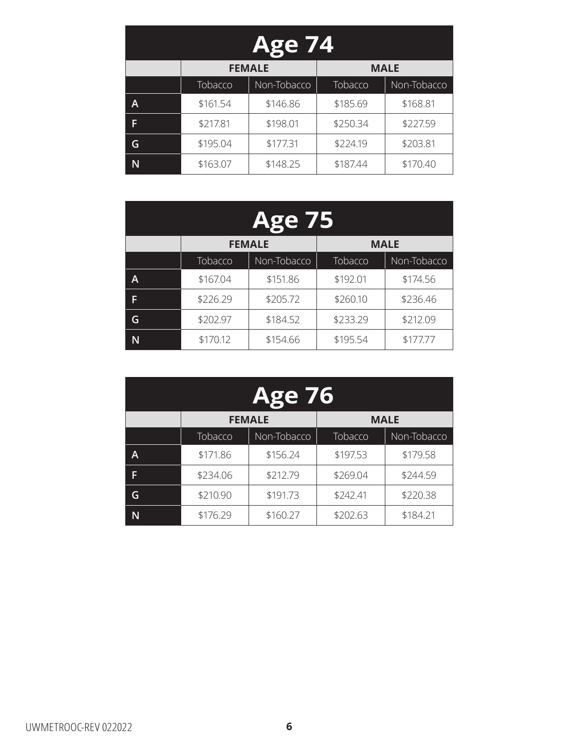## Age 74

| | FEMALE | | MALE | |
|---|---|---|---|---|
| | Tobacco | Non-Tobacco | Tobacco | Non-Tobacco |
| A | $161.54 | $146.86 | $185.69 | $168.81 |
| F | $217.81 | $198.01 | $250.34 | $227.59 |
| G | $195.04 | $177.31 | $224.19 | $203.81 |
| N | $163.07 | $148.25 | $187.44 | $170.40 |

## Age 75

| | FEMALE | | MALE | |
|---|---|---|---|---|
| | Tobacco | Non-Tobacco | Tobacco | Non-Tobacco |
| A | $167.04 | $151.86 | $192.01 | $174.56 |
| F | $226.29 | $205.72 | $260.10 | $236.46 |
| G | $202.97 | $184.52 | $233.29 | $212.09 |
| N | $170.12 | $154.66 | $195.54 | $177.77 |

## Age 76

| | FEMALE | | MALE | |
|---|---|---|---|---|
| | Tobacco | Non-Tobacco | Tobacco | Non-Tobacco |
| A | $171.86 | $156.24 | $197.53 | $179.58 |
| F | $234.06 | $212.79 | $269.04 | $244.59 |
| G | $210.90 | $191.73 | $242.41 | $220.38 |
| N | $176.29 | $160.27 | $202.63 | $184.21 |

UWMETROOC-REV 022022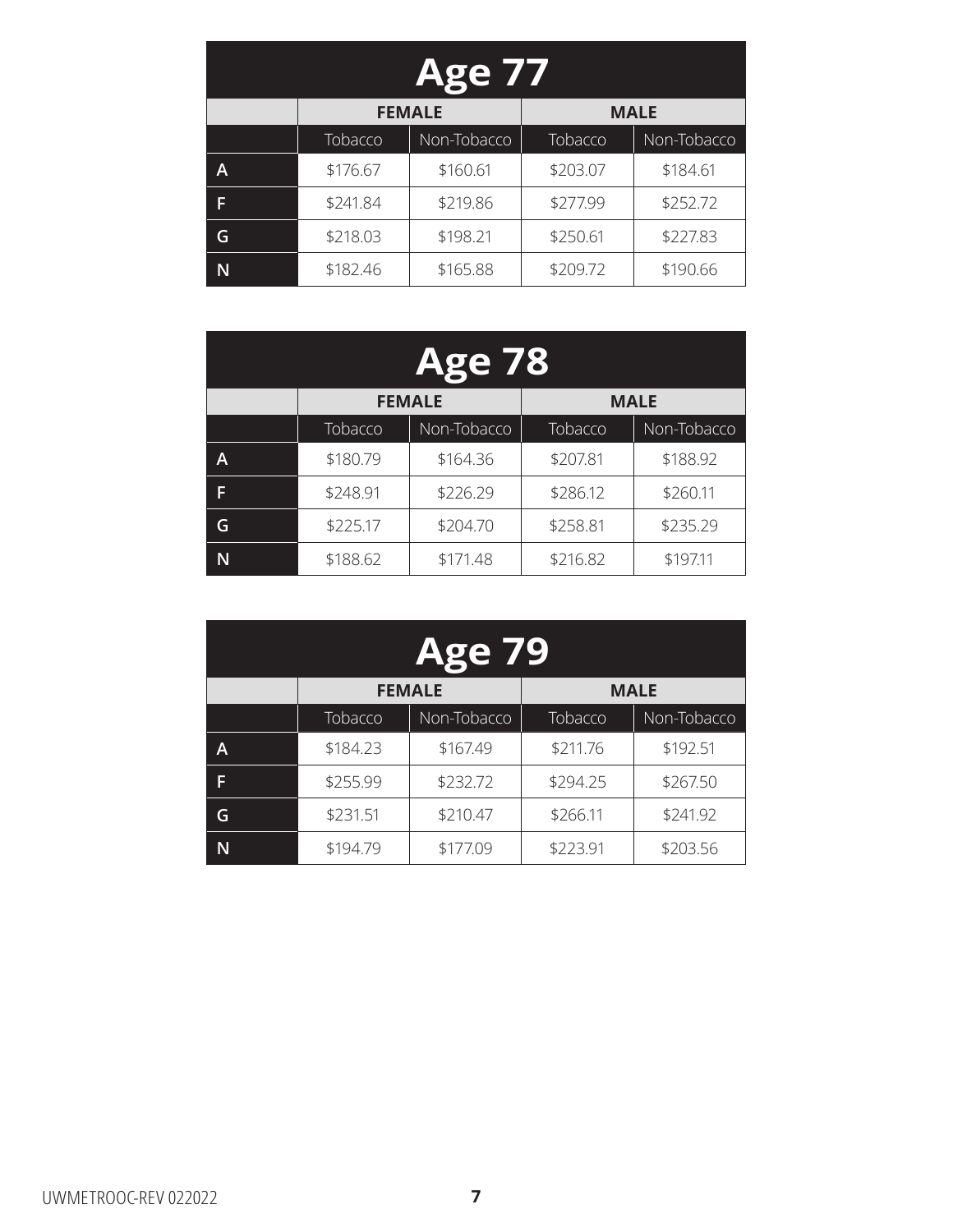## Age 77

| | FEMALE | | MALE | |
|---|---|---|---|---|
| | Tobacco | Non-Tobacco | Tobacco | Non-Tobacco |
| A | $176.67 | $160.61 | $203.07 | $184.61 |
| F | $241.84 | $219.86 | $277.99 | $252.72 |
| G | $218.03 | $198.21 | $250.61 | $227.83 |
| N | $182.46 | $165.88 | $209.72 | $190.66 |

## Age 78

| | FEMALE | | MALE | |
|---|---|---|---|---|
| | Tobacco | Non-Tobacco | Tobacco | Non-Tobacco |
| A | $180.79 | $164.36 | $207.81 | $188.92 |
| F | $248.91 | $226.29 | $286.12 | $260.11 |
| G | $225.17 | $204.70 | $258.81 | $235.29 |
| N | $188.62 | $171.48 | $216.82 | $197.11 |

## Age 79

| | FEMALE | | MALE | |
|---|---|---|---|---|
| | Tobacco | Non-Tobacco | Tobacco | Non-Tobacco |
| A | $184.23 | $167.49 | $211.76 | $192.51 |
| F | $255.99 | $232.72 | $294.25 | $267.50 |
| G | $231.51 | $210.47 | $266.11 | $241.92 |
| N | $194.79 | $177.09 | $223.91 | $203.56 |

UWMETROOC-REV 022022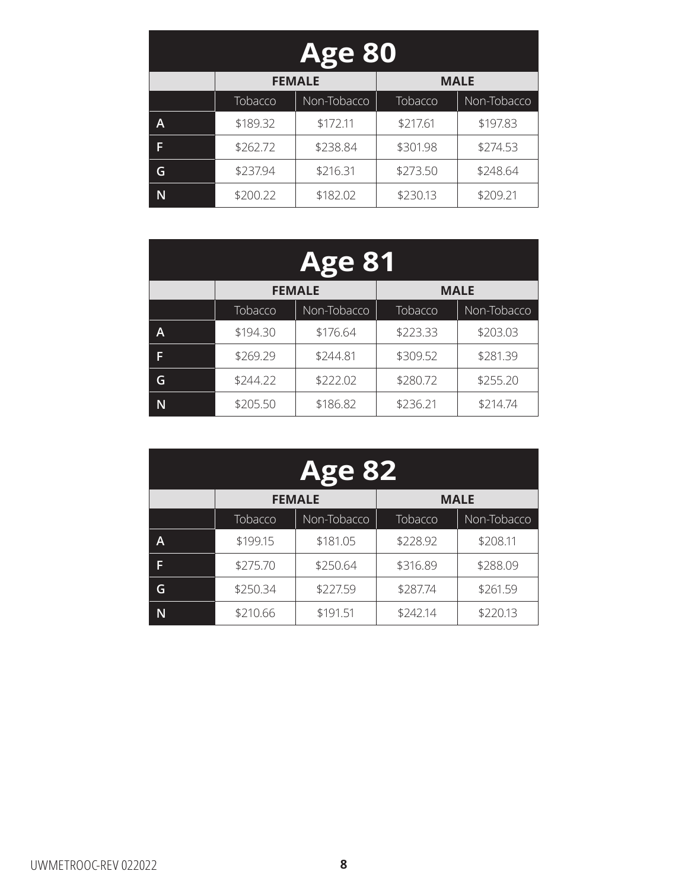## Age 80

| | FEMALE | | MALE | |
|---|---|---|---|---|
| | Tobacco | Non-Tobacco | Tobacco | Non-Tobacco |
| A | $189.32 | $172.11 | $217.61 | $197.83 |
| F | $262.72 | $238.84 | $301.98 | $274.53 |
| G | $237.94 | $216.31 | $273.50 | $248.64 |
| N | $200.22 | $182.02 | $230.13 | $209.21 |

## Age 81

| | FEMALE | | MALE | |
|---|---|---|---|---|
| | Tobacco | Non-Tobacco | Tobacco | Non-Tobacco |
| A | $194.30 | $176.64 | $223.33 | $203.03 |
| F | $269.29 | $244.81 | $309.52 | $281.39 |
| G | $244.22 | $222.02 | $280.72 | $255.20 |
| N | $205.50 | $186.82 | $236.21 | $214.74 |

## Age 82

| | FEMALE | | MALE | |
|---|---|---|---|---|
| | Tobacco | Non-Tobacco | Tobacco | Non-Tobacco |
| A | $199.15 | $181.05 | $228.92 | $208.11 |
| F | $275.70 | $250.64 | $316.89 | $288.09 |
| G | $250.34 | $227.59 | $287.74 | $261.59 |
| N | $210.66 | $191.51 | $242.14 | $220.13 |

UWMETROOC-REV 022022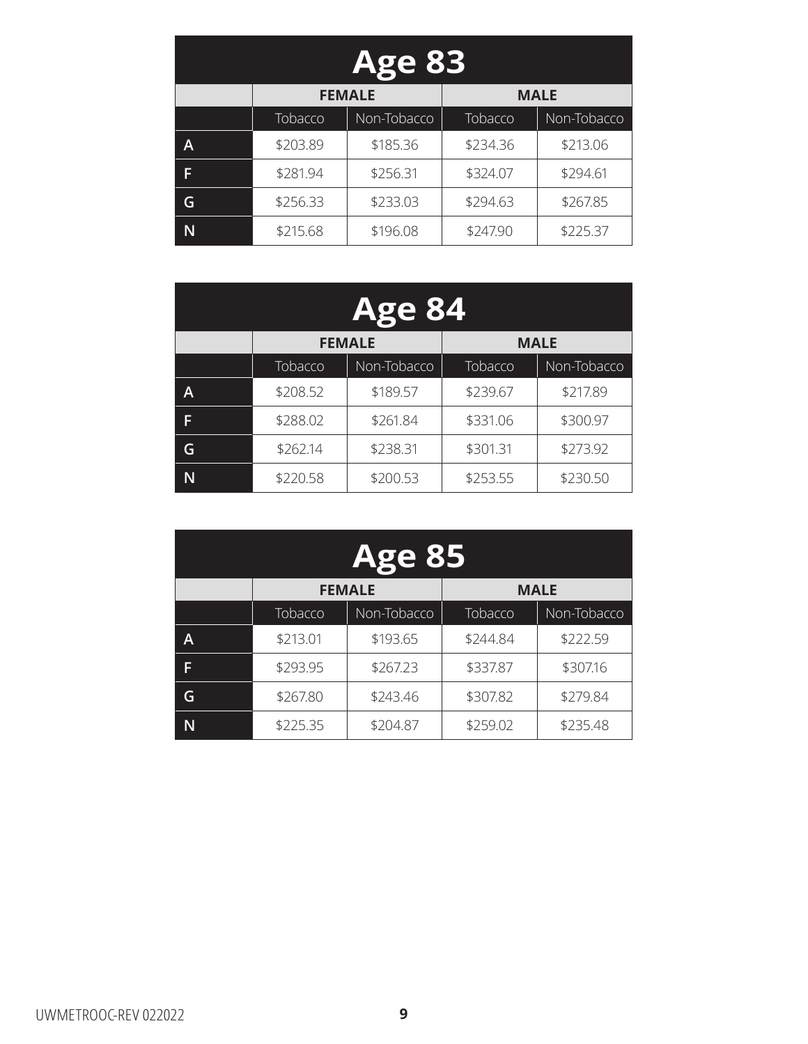## Age 83

| | FEMALE | | MALE | |
|---|---|---|---|---|
| | Tobacco | Non-Tobacco | Tobacco | Non-Tobacco |
| A | $203.89 | $185.36 | $234.36 | $213.06 |
| F | $281.94 | $256.31 | $324.07 | $294.61 |
| G | $256.33 | $233.03 | $294.63 | $267.85 |
| N | $215.68 | $196.08 | $247.90 | $225.37 |

## Age 84

| | FEMALE | | MALE | |
|---|---|---|---|---|
| | Tobacco | Non-Tobacco | Tobacco | Non-Tobacco |
| A | $208.52 | $189.57 | $239.67 | $217.89 |
| F | $288.02 | $261.84 | $331.06 | $300.97 |
| G | $262.14 | $238.31 | $301.31 | $273.92 |
| N | $220.58 | $200.53 | $253.55 | $230.50 |

## Age 85

| | FEMALE | | MALE | |
|---|---|---|---|---|
| | Tobacco | Non-Tobacco | Tobacco | Non-Tobacco |
| A | $213.01 | $193.65 | $244.84 | $222.59 |
| F | $293.95 | $267.23 | $337.87 | $307.16 |
| G | $267.80 | $243.46 | $307.82 | $279.84 |
| N | $225.35 | $204.87 | $259.02 | $235.48 |

UWMETROOC-REV 022022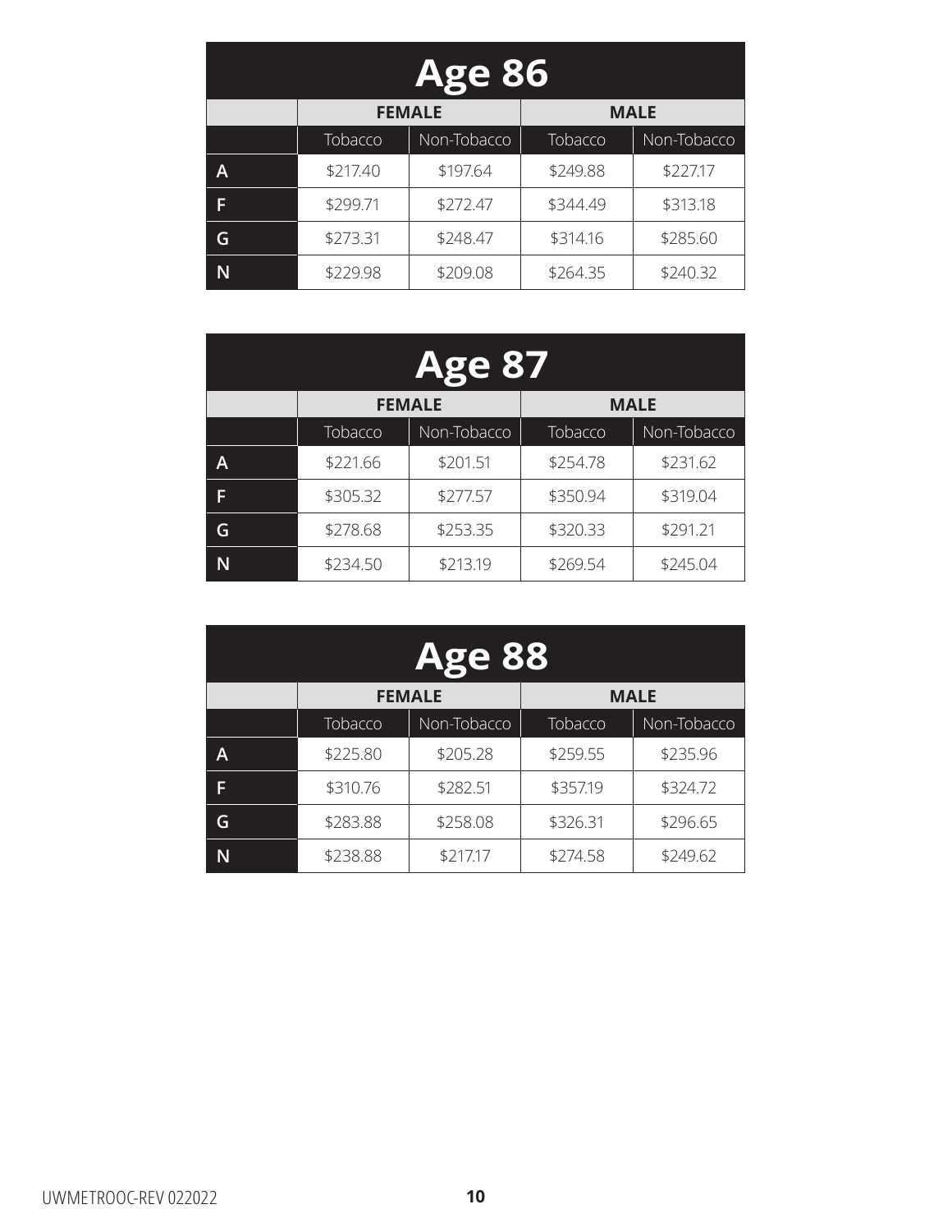## Age 86

| | FEMALE | | MALE | |
|---|---|---|---|---|
| | Tobacco | Non-Tobacco | Tobacco | Non-Tobacco |
| A | $217.40 | $197.64 | $249.88 | $227.17 |
| F | $299.71 | $272.47 | $344.49 | $313.18 |
| G | $273.31 | $248.47 | $314.16 | $285.60 |
| N | $229.98 | $209.08 | $264.35 | $240.32 |

## Age 87

| | FEMALE | | MALE | |
|---|---|---|---|---|
| | Tobacco | Non-Tobacco | Tobacco | Non-Tobacco |
| A | $221.66 | $201.51 | $254.78 | $231.62 |
| F | $305.32 | $277.57 | $350.94 | $319.04 |
| G | $278.68 | $253.35 | $320.33 | $291.21 |
| N | $234.50 | $213.19 | $269.54 | $245.04 |

## Age 88

| | FEMALE | | MALE | |
|---|---|---|---|---|
| | Tobacco | Non-Tobacco | Tobacco | Non-Tobacco |
| A | $225.80 | $205.28 | $259.55 | $235.96 |
| F | $310.76 | $282.51 | $357.19 | $324.72 |
| G | $283.88 | $258.08 | $326.31 | $296.65 |
| N | $238.88 | $217.17 | $274.58 | $249.62 |

UWMETROOC-REV 022022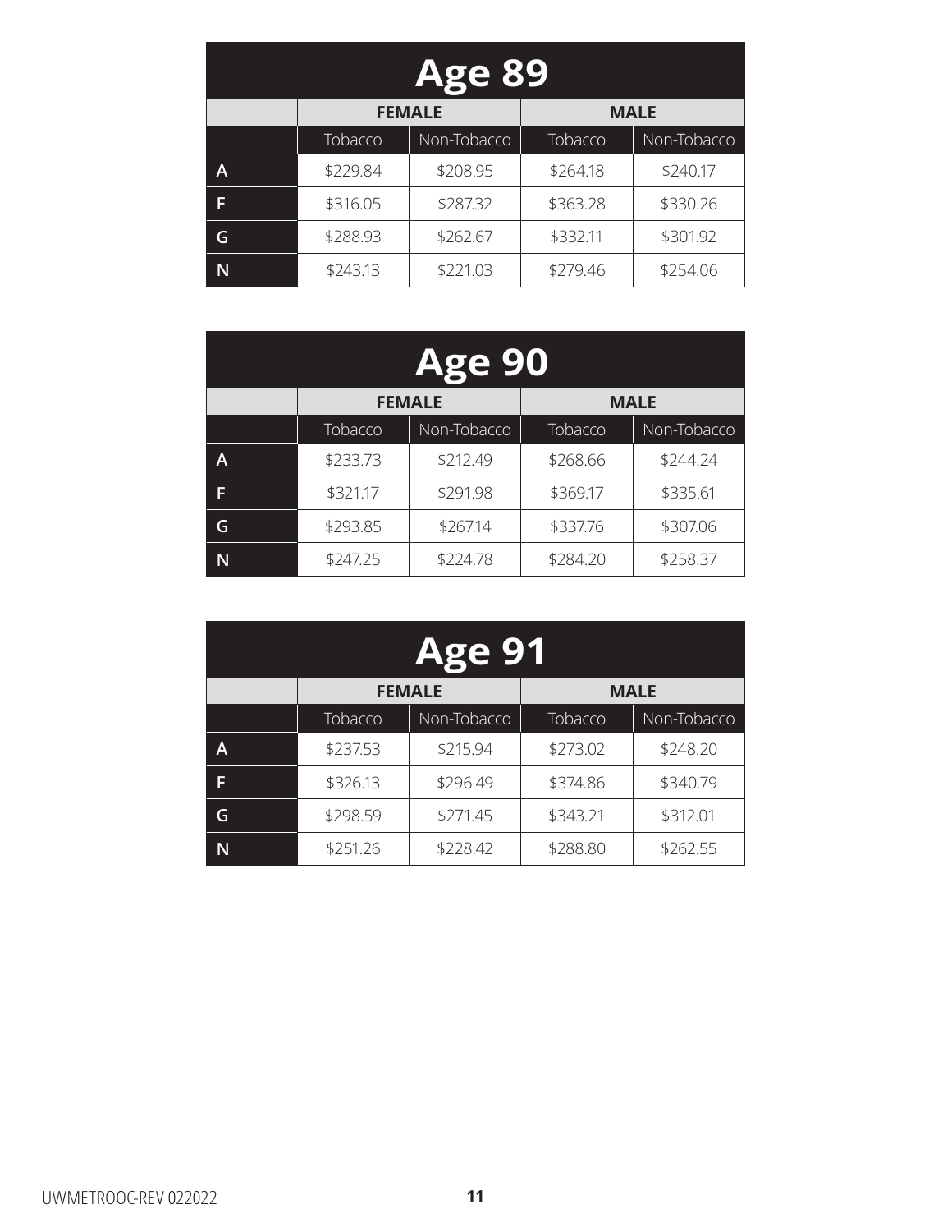## Age 89

| | FEMALE | | MALE | |
|---|---|---|---|---|
| | Tobacco | Non-Tobacco | Tobacco | Non-Tobacco |
| A | $229.84 | $208.95 | $264.18 | $240.17 |
| F | $316.05 | $287.32 | $363.28 | $330.26 |
| G | $288.93 | $262.67 | $332.11 | $301.92 |
| N | $243.13 | $221.03 | $279.46 | $254.06 |

## Age 90

| | FEMALE | | MALE | |
|---|---|---|---|---|
| | Tobacco | Non-Tobacco | Tobacco | Non-Tobacco |
| A | $233.73 | $212.49 | $268.66 | $244.24 |
| F | $321.17 | $291.98 | $369.17 | $335.61 |
| G | $293.85 | $267.14 | $337.76 | $307.06 |
| N | $247.25 | $224.78 | $284.20 | $258.37 |

## Age 91

| | FEMALE | | MALE | |
|---|---|---|---|---|
| | Tobacco | Non-Tobacco | Tobacco | Non-Tobacco |
| A | $237.53 | $215.94 | $273.02 | $248.20 |
| F | $326.13 | $296.49 | $374.86 | $340.79 |
| G | $298.59 | $271.45 | $343.21 | $312.01 |
| N | $251.26 | $228.42 | $288.80 | $262.55 |

UWMETROOC-REV 022022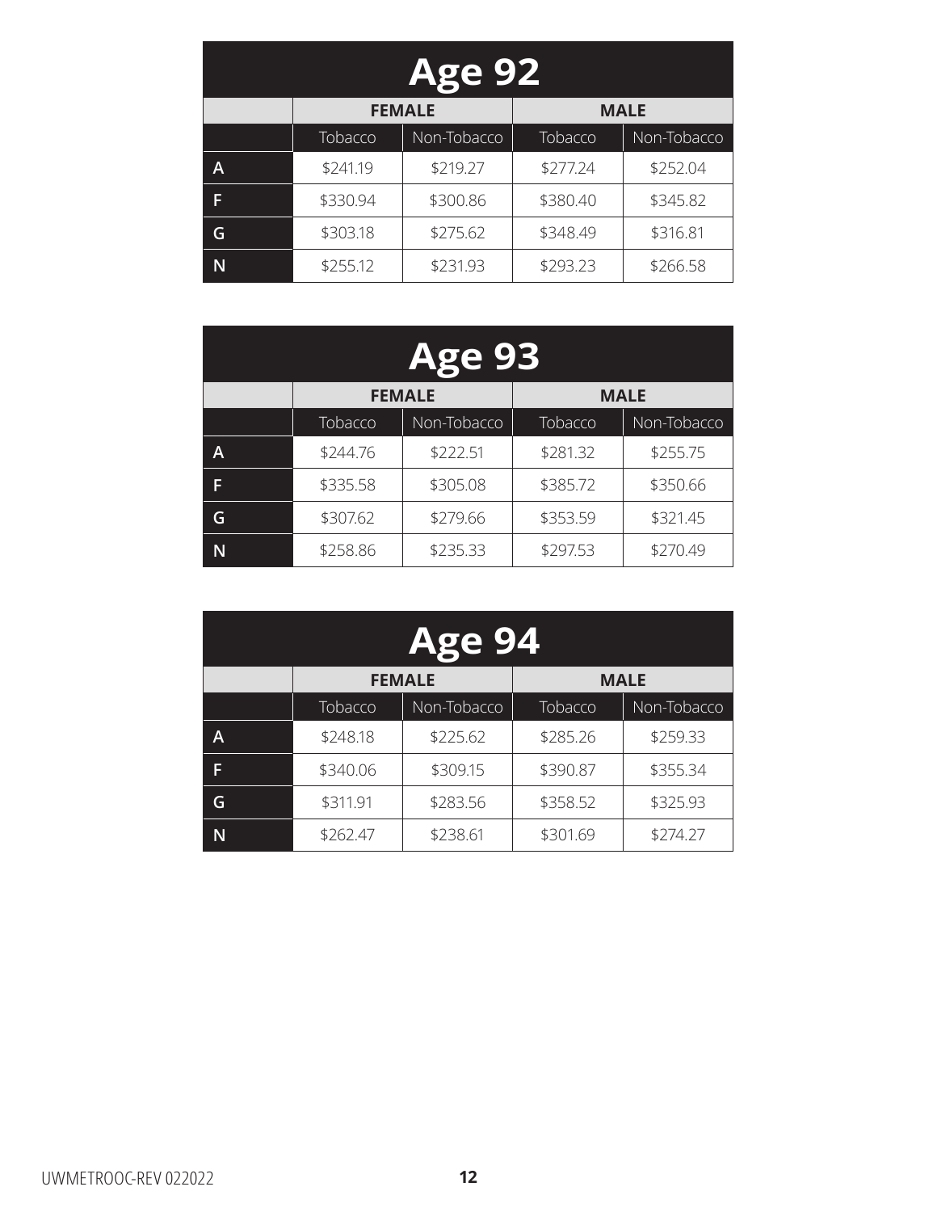## Age 92

| | FEMALE | | MALE | |
|---|---|---|---|---|
| | Tobacco | Non-Tobacco | Tobacco | Non-Tobacco |
| A | $241.19 | $219.27 | $277.24 | $252.04 |
| F | $330.94 | $300.86 | $380.40 | $345.82 |
| G | $303.18 | $275.62 | $348.49 | $316.81 |
| N | $255.12 | $231.93 | $293.23 | $266.58 |

## Age 93

| | FEMALE | | MALE | |
|---|---|---|---|---|
| | Tobacco | Non-Tobacco | Tobacco | Non-Tobacco |
| A | $244.76 | $222.51 | $281.32 | $255.75 |
| F | $335.58 | $305.08 | $385.72 | $350.66 |
| G | $307.62 | $279.66 | $353.59 | $321.45 |
| N | $258.86 | $235.33 | $297.53 | $270.49 |

## Age 94

| | FEMALE | | MALE | |
|---|---|---|---|---|
| | Tobacco | Non-Tobacco | Tobacco | Non-Tobacco |
| A | $248.18 | $225.62 | $285.26 | $259.33 |
| F | $340.06 | $309.15 | $390.87 | $355.34 |
| G | $311.91 | $283.56 | $358.52 | $325.93 |
| N | $262.47 | $238.61 | $301.69 | $274.27 |

UWMETROOC-REV 022022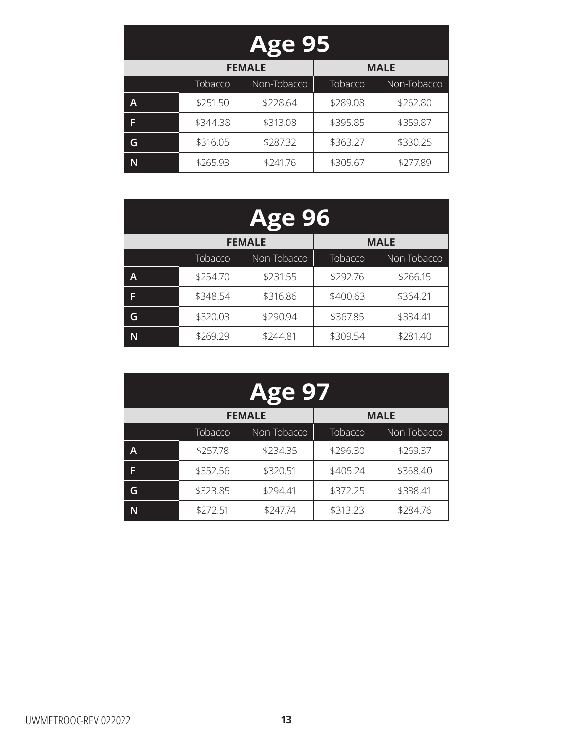| Age 95 | | | | |
|---|---|---|---|---|
| | **FEMALE** | | **MALE** | |
| | Tobacco | Non-Tobacco | Tobacco | Non-Tobacco |
| **A** | $251.50 | $228.64 | $289.08 | $262.80 |
| **F** | $344.38 | $313.08 | $395.85 | $359.87 |
| **G** | $316.05 | $287.32 | $363.27 | $330.25 |
| **N** | $265.93 | $241.76 | $305.67 | $277.89 |

| Age 96 | | | | |
|---|---|---|---|---|
| | **FEMALE** | | **MALE** | |
| | Tobacco | Non-Tobacco | Tobacco | Non-Tobacco |
| **A** | $254.70 | $231.55 | $292.76 | $266.15 |
| **F** | $348.54 | $316.86 | $400.63 | $364.21 |
| **G** | $320.03 | $290.94 | $367.85 | $334.41 |
| **N** | $269.29 | $244.81 | $309.54 | $281.40 |

| Age 97 | | | | |
|---|---|---|---|---|
| | **FEMALE** | | **MALE** | |
| | Tobacco | Non-Tobacco | Tobacco | Non-Tobacco |
| **A** | $257.78 | $234.35 | $296.30 | $269.37 |
| **F** | $352.56 | $320.51 | $405.24 | $368.40 |
| **G** | $323.85 | $294.41 | $372.25 | $338.41 |
| **N** | $272.51 | $247.74 | $313.23 | $284.76 |

UWMETROOC-REV 022022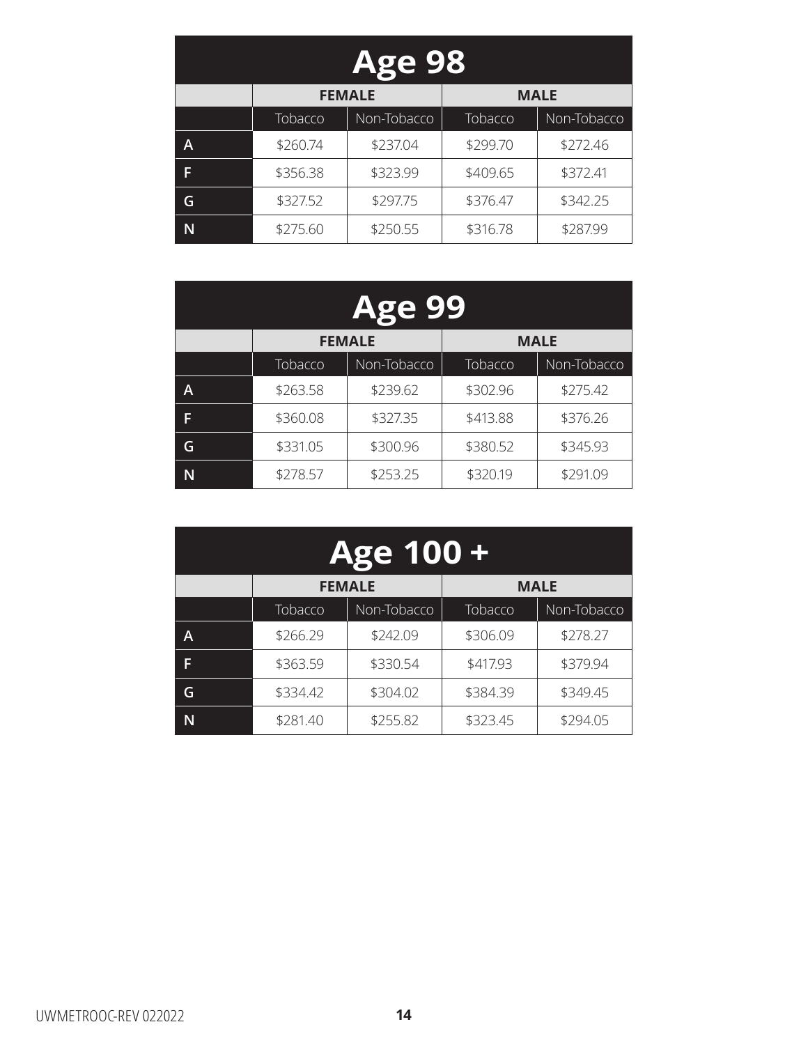## Age 98

| | FEMALE | | MALE | |
|---|---|---|---|---|
| | Tobacco | Non-Tobacco | Tobacco | Non-Tobacco |
| A | $260.74 | $237.04 | $299.70 | $272.46 |
| F | $356.38 | $323.99 | $409.65 | $372.41 |
| G | $327.52 | $297.75 | $376.47 | $342.25 |
| N | $275.60 | $250.55 | $316.78 | $287.99 |

## Age 99

| | FEMALE | | MALE | |
|---|---|---|---|---|
| | Tobacco | Non-Tobacco | Tobacco | Non-Tobacco |
| A | $263.58 | $239.62 | $302.96 | $275.42 |
| F | $360.08 | $327.35 | $413.88 | $376.26 |
| G | $331.05 | $300.96 | $380.52 | $345.93 |
| N | $278.57 | $253.25 | $320.19 | $291.09 |

## Age 100 +

| | FEMALE | | MALE | |
|---|---|---|---|---|
| | Tobacco | Non-Tobacco | Tobacco | Non-Tobacco |
| A | $266.29 | $242.09 | $306.09 | $278.27 |
| F | $363.59 | $330.54 | $417.93 | $379.94 |
| G | $334.42 | $304.02 | $384.39 | $349.45 |
| N | $281.40 | $255.82 | $323.45 | $294.05 |

UWMETROOC-REV 022022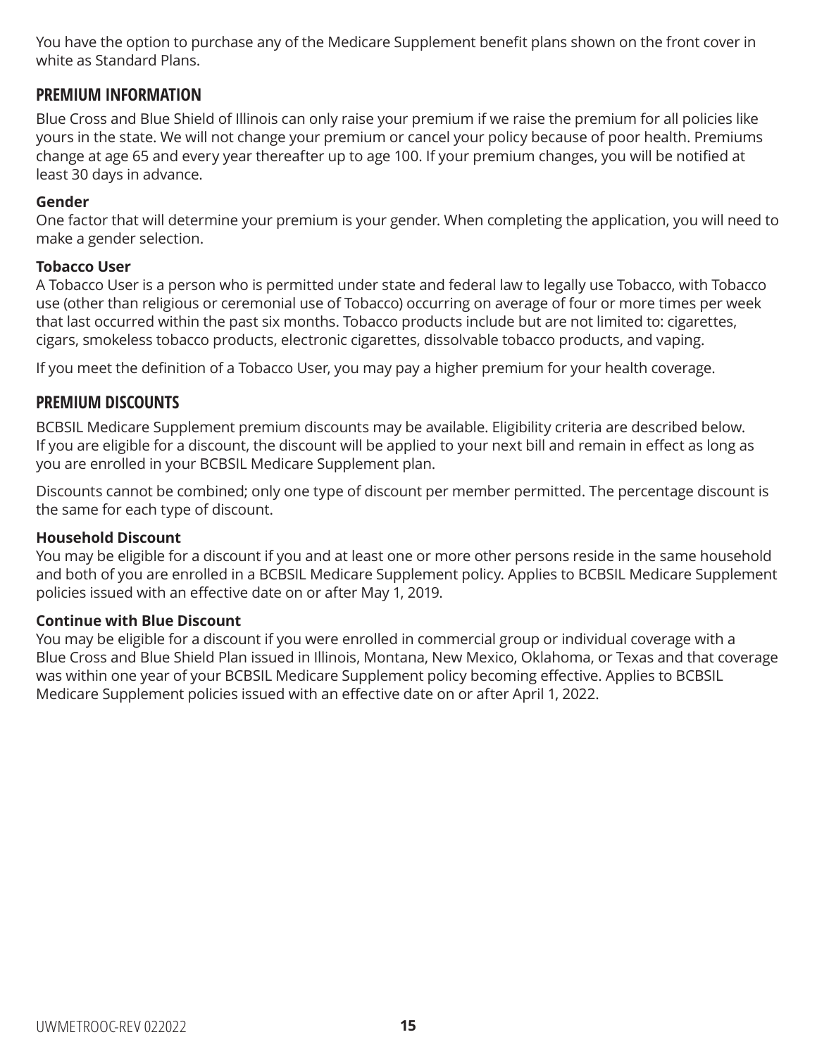You have the option to purchase any of the Medicare Supplement benefit plans shown on the front cover in white as Standard Plans.

## PREMIUM INFORMATION

Blue Cross and Blue Shield of Illinois can only raise your premium if we raise the premium for all policies like yours in the state. We will not change your premium or cancel your policy because of poor health. Premiums change at age 65 and every year thereafter up to age 100. If your premium changes, you will be notified at least 30 days in advance.

**Gender**
One factor that will determine your premium is your gender. When completing the application, you will need to make a gender selection.

**Tobacco User**
A Tobacco User is a person who is permitted under state and federal law to legally use Tobacco, with Tobacco use (other than religious or ceremonial use of Tobacco) occurring on average of four or more times per week that last occurred within the past six months. Tobacco products include but are not limited to: cigarettes, cigars, smokeless tobacco products, electronic cigarettes, dissolvable tobacco products, and vaping.

If you meet the definition of a Tobacco User, you may pay a higher premium for your health coverage.

## PREMIUM DISCOUNTS

BCBSIL Medicare Supplement premium discounts may be available. Eligibility criteria are described below. If you are eligible for a discount, the discount will be applied to your next bill and remain in effect as long as you are enrolled in your BCBSIL Medicare Supplement plan.

Discounts cannot be combined; only one type of discount per member permitted. The percentage discount is the same for each type of discount.

**Household Discount**
You may be eligible for a discount if you and at least one or more other persons reside in the same household and both of you are enrolled in a BCBSIL Medicare Supplement policy. Applies to BCBSIL Medicare Supplement policies issued with an effective date on or after May 1, 2019.

**Continue with Blue Discount**
You may be eligible for a discount if you were enrolled in commercial group or individual coverage with a Blue Cross and Blue Shield Plan issued in Illinois, Montana, New Mexico, Oklahoma, or Texas and that coverage was within one year of your BCBSIL Medicare Supplement policy becoming effective. Applies to BCBSIL Medicare Supplement policies issued with an effective date on or after April 1, 2022.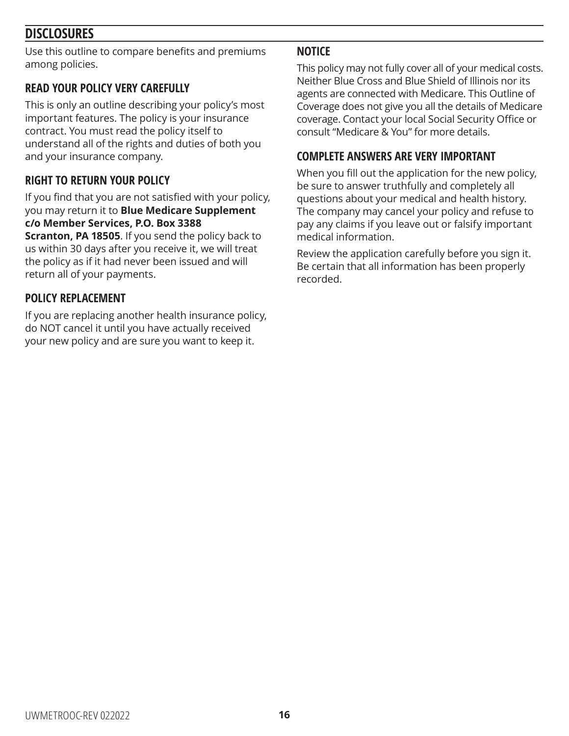## DISCLOSURES

Use this outline to compare benefits and premiums among policies.

### READ YOUR POLICY VERY CAREFULLY

This is only an outline describing your policy's most important features. The policy is your insurance contract. You must read the policy itself to understand all of the rights and duties of both you and your insurance company.

### RIGHT TO RETURN YOUR POLICY

If you find that you are not satisfied with your policy, you may return it to **Blue Medicare Supplement c/o Member Services, P.O. Box 3388 Scranton, PA 18505**. If you send the policy back to us within 30 days after you receive it, we will treat the policy as if it had never been issued and will return all of your payments.

### POLICY REPLACEMENT

If you are replacing another health insurance policy, do NOT cancel it until you have actually received your new policy and are sure you want to keep it.

### NOTICE

This policy may not fully cover all of your medical costs. Neither Blue Cross and Blue Shield of Illinois nor its agents are connected with Medicare. This Outline of Coverage does not give you all the details of Medicare coverage. Contact your local Social Security Office or consult "Medicare & You" for more details.

### COMPLETE ANSWERS ARE VERY IMPORTANT

When you fill out the application for the new policy, be sure to answer truthfully and completely all questions about your medical and health history. The company may cancel your policy and refuse to pay any claims if you leave out or falsify important medical information.

Review the application carefully before you sign it. Be certain that all information has been properly recorded.

UWMETROOC-REV 022022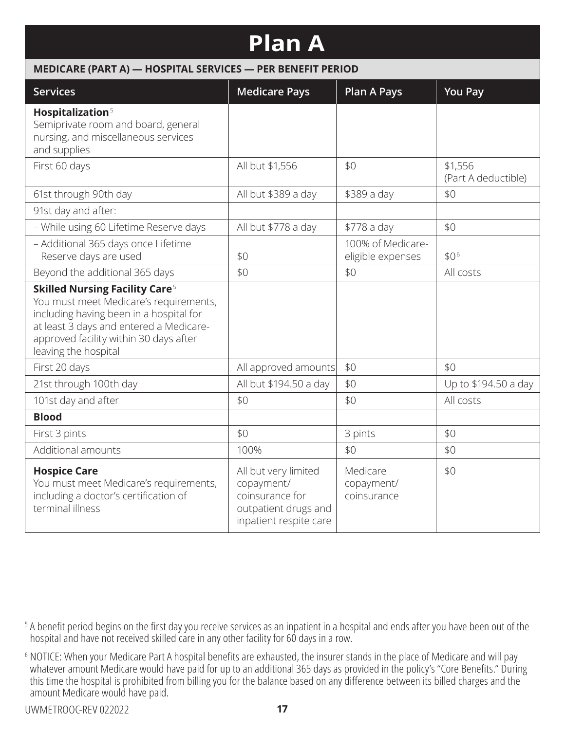# Plan A

**MEDICARE (PART A) — HOSPITAL SERVICES — PER BENEFIT PERIOD**

| Services | Medicare Pays | Plan A Pays | You Pay |
|---|---|---|---|
| **Hospitalization**[5] Semiprivate room and board, general nursing, and miscellaneous services and supplies | | | |
| First 60 days | All but $1,556 | $0 | $1,556 (Part A deductible) |
| 61st through 90th day | All but $389 a day | $389 a day | $0 |
| 91st day and after: | | | |
| – While using 60 Lifetime Reserve days | All but $778 a day | $778 a day | $0 |
| – Additional 365 days once Lifetime Reserve days are used | $0 | 100% of Medicare-eligible expenses | $0[6] |
| Beyond the additional 365 days | $0 | $0 | All costs |
| **Skilled Nursing Facility Care**[5] You must meet Medicare's requirements, including having been in a hospital for at least 3 days and entered a Medicare-approved facility within 30 days after leaving the hospital | | | |
| First 20 days | All approved amounts | $0 | $0 |
| 21st through 100th day | All but $194.50 a day | $0 | Up to $194.50 a day |
| 101st day and after | $0 | $0 | All costs |
| **Blood** | | | |
| First 3 pints | $0 | 3 pints | $0 |
| Additional amounts | 100% | $0 | $0 |
| **Hospice Care** You must meet Medicare's requirements, including a doctor's certification of terminal illness | All but very limited copayment/ coinsurance for outpatient drugs and inpatient respite care | Medicare copayment/ coinsurance | $0 |

[5] A benefit period begins on the first day you receive services as an inpatient in a hospital and ends after you have been out of the hospital and have not received skilled care in any other facility for 60 days in a row.

[6] NOTICE: When your Medicare Part A hospital benefits are exhausted, the insurer stands in the place of Medicare and will pay whatever amount Medicare would have paid for up to an additional 365 days as provided in the policy's "Core Benefits." During this time the hospital is prohibited from billing you for the balance based on any difference between its billed charges and the amount Medicare would have paid.

UWMETROOC-REV 022022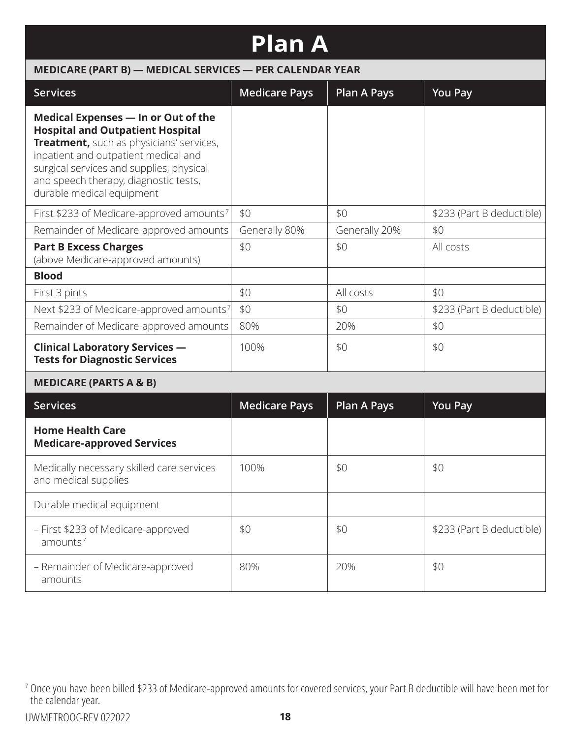# Plan A

## MEDICARE (PART B) — MEDICAL SERVICES — PER CALENDAR YEAR

| Services | Medicare Pays | Plan A Pays | You Pay |
| --- | --- | --- | --- |
| **Medical Expenses — In or Out of the Hospital and Outpatient Hospital Treatment,** such as physicians' services, inpatient and outpatient medical and surgical services and supplies, physical and speech therapy, diagnostic tests, durable medical equipment | | | |
| First $233 of Medicare-approved amounts[7] | $0 | $0 | $233 (Part B deductible) |
| Remainder of Medicare-approved amounts | Generally 80% | Generally 20% | $0 |
| **Part B Excess Charges** (above Medicare-approved amounts) | $0 | $0 | All costs |
| **Blood** | | | |
| First 3 pints | $0 | All costs | $0 |
| Next $233 of Medicare-approved amounts[7] | $0 | $0 | $233 (Part B deductible) |
| Remainder of Medicare-approved amounts | 80% | 20% | $0 |
| **Clinical Laboratory Services — Tests for Diagnostic Services** | 100% | $0 | $0 |

## MEDICARE (PARTS A & B)

| Services | Medicare Pays | Plan A Pays | You Pay |
| --- | --- | --- | --- |
| **Home Health Care Medicare-approved Services** | | | |
| Medically necessary skilled care services and medical supplies | 100% | $0 | $0 |
| Durable medical equipment | | | |
| – First $233 of Medicare-approved amounts[7] | $0 | $0 | $233 (Part B deductible) |
| – Remainder of Medicare-approved amounts | 80% | 20% | $0 |

[7] Once you have been billed $233 of Medicare-approved amounts for covered services, your Part B deductible will have been met for the calendar year.

UWMETROOC-REV 022022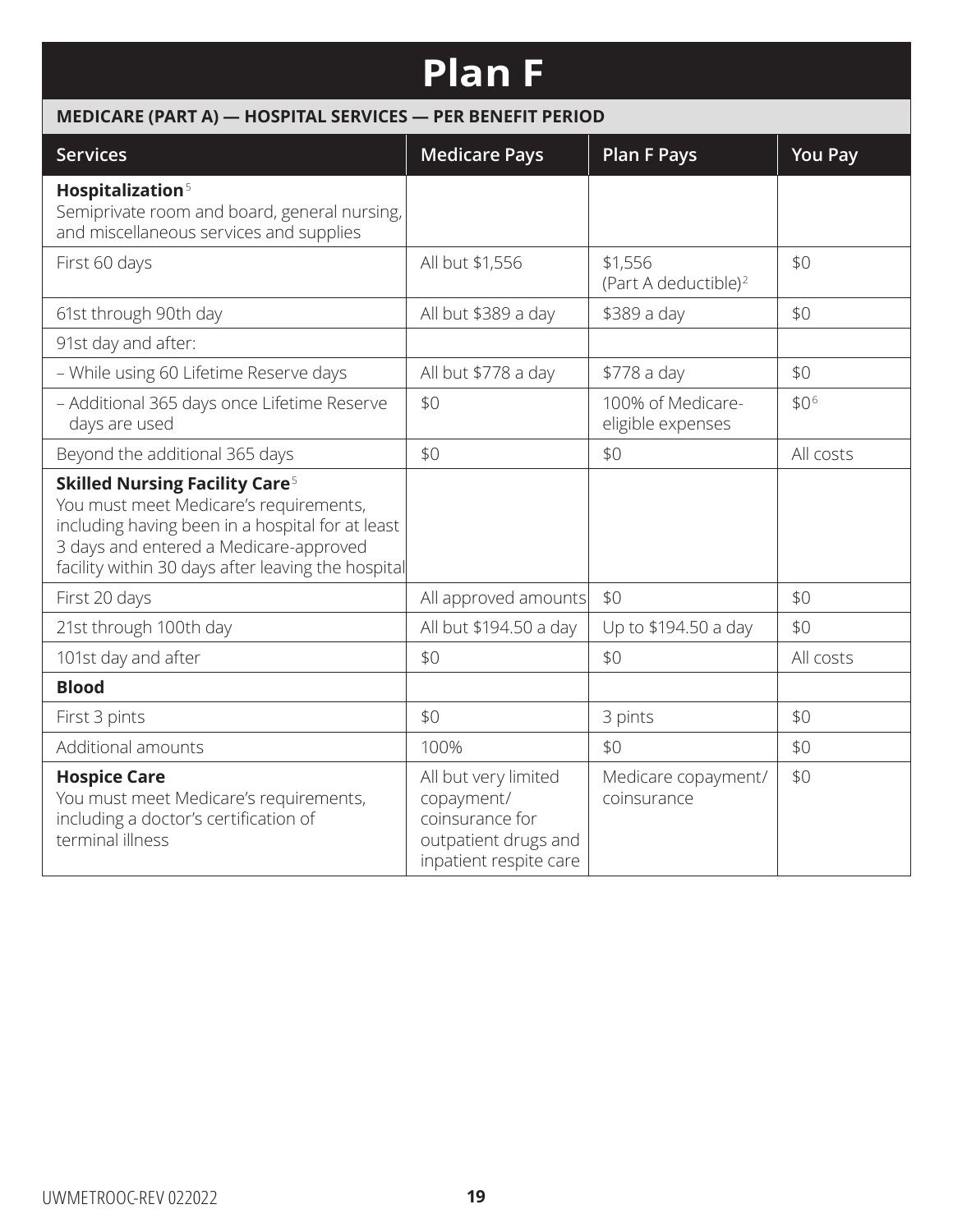# Plan F

## MEDICARE (PART A) — HOSPITAL SERVICES — PER BENEFIT PERIOD

| Services | Medicare Pays | Plan F Pays | You Pay |
|---|---|---|---|
| **Hospitalization**[5] Semiprivate room and board, general nursing, and miscellaneous services and supplies | | | |
| First 60 days | All but $1,556 | $1,556 (Part A deductible)[2] | $0 |
| 61st through 90th day | All but $389 a day | $389 a day | $0 |
| 91st day and after: | | | |
| – While using 60 Lifetime Reserve days | All but $778 a day | $778 a day | $0 |
| – Additional 365 days once Lifetime Reserve days are used | $0 | 100% of Medicare-eligible expenses | $0[6] |
| Beyond the additional 365 days | $0 | $0 | All costs |
| **Skilled Nursing Facility Care**[5] You must meet Medicare's requirements, including having been in a hospital for at least 3 days and entered a Medicare-approved facility within 30 days after leaving the hospital | | | |
| First 20 days | All approved amounts | $0 | $0 |
| 21st through 100th day | All but $194.50 a day | Up to $194.50 a day | $0 |
| 101st day and after | $0 | $0 | All costs |
| **Blood** | | | |
| First 3 pints | $0 | 3 pints | $0 |
| Additional amounts | 100% | $0 | $0 |
| **Hospice Care** You must meet Medicare's requirements, including a doctor's certification of terminal illness | All but very limited copayment/ coinsurance for outpatient drugs and inpatient respite care | Medicare copayment/ coinsurance | $0 |

UWMETROOC-REV 022022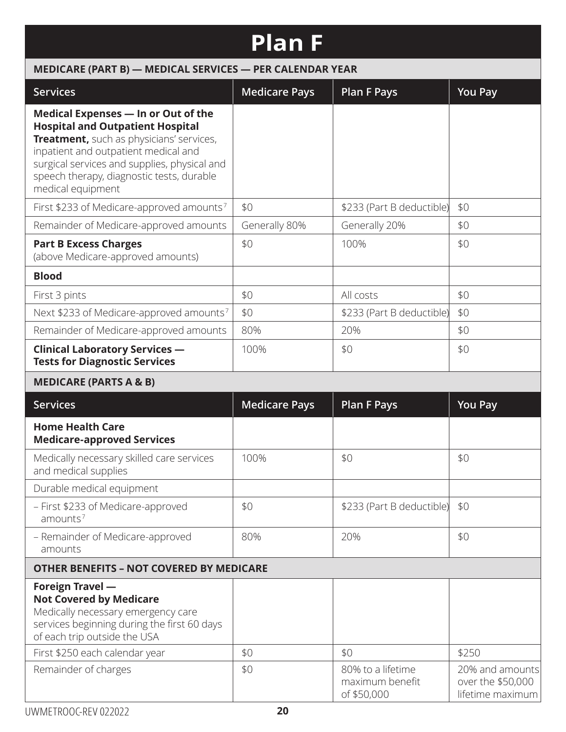# Plan F

| MEDICARE (PART B) — MEDICAL SERVICES — PER CALENDAR YEAR | | | |
|---|---|---|---|
| **Services** | **Medicare Pays** | **Plan F Pays** | **You Pay** |
| **Medical Expenses — In or Out of the Hospital and Outpatient Hospital Treatment,** such as physicians' services, inpatient and outpatient medical and surgical services and supplies, physical and speech therapy, diagnostic tests, durable medical equipment | | | |
| First $233 of Medicare-approved amounts[7] | $0 | $233 (Part B deductible) | $0 |
| Remainder of Medicare-approved amounts | Generally 80% | Generally 20% | $0 |
| **Part B Excess Charges** (above Medicare-approved amounts) | $0 | 100% | $0 |
| **Blood** | | | |
| First 3 pints | $0 | All costs | $0 |
| Next $233 of Medicare-approved amounts[7] | $0 | $233 (Part B deductible) | $0 |
| Remainder of Medicare-approved amounts | 80% | 20% | $0 |
| **Clinical Laboratory Services — Tests for Diagnostic Services** | 100% | $0 | $0 |

| MEDICARE (PARTS A & B) | | | |
|---|---|---|---|
| **Services** | **Medicare Pays** | **Plan F Pays** | **You Pay** |
| **Home Health Care Medicare-approved Services** | | | |
| Medically necessary skilled care services and medical supplies | 100% | $0 | $0 |
| Durable medical equipment | | | |
| – First $233 of Medicare-approved amounts[7] | $0 | $233 (Part B deductible) | $0 |
| – Remainder of Medicare-approved amounts | 80% | 20% | $0 |
| **OTHER BENEFITS – NOT COVERED BY MEDICARE** | | | |
| **Foreign Travel — Not Covered by Medicare** Medically necessary emergency care services beginning during the first 60 days of each trip outside the USA | | | |
| First $250 each calendar year | $0 | $0 | $250 |
| Remainder of charges | $0 | 80% to a lifetime maximum benefit of $50,000 | 20% and amounts over the $50,000 lifetime maximum |

UWMETROOC-REV 022022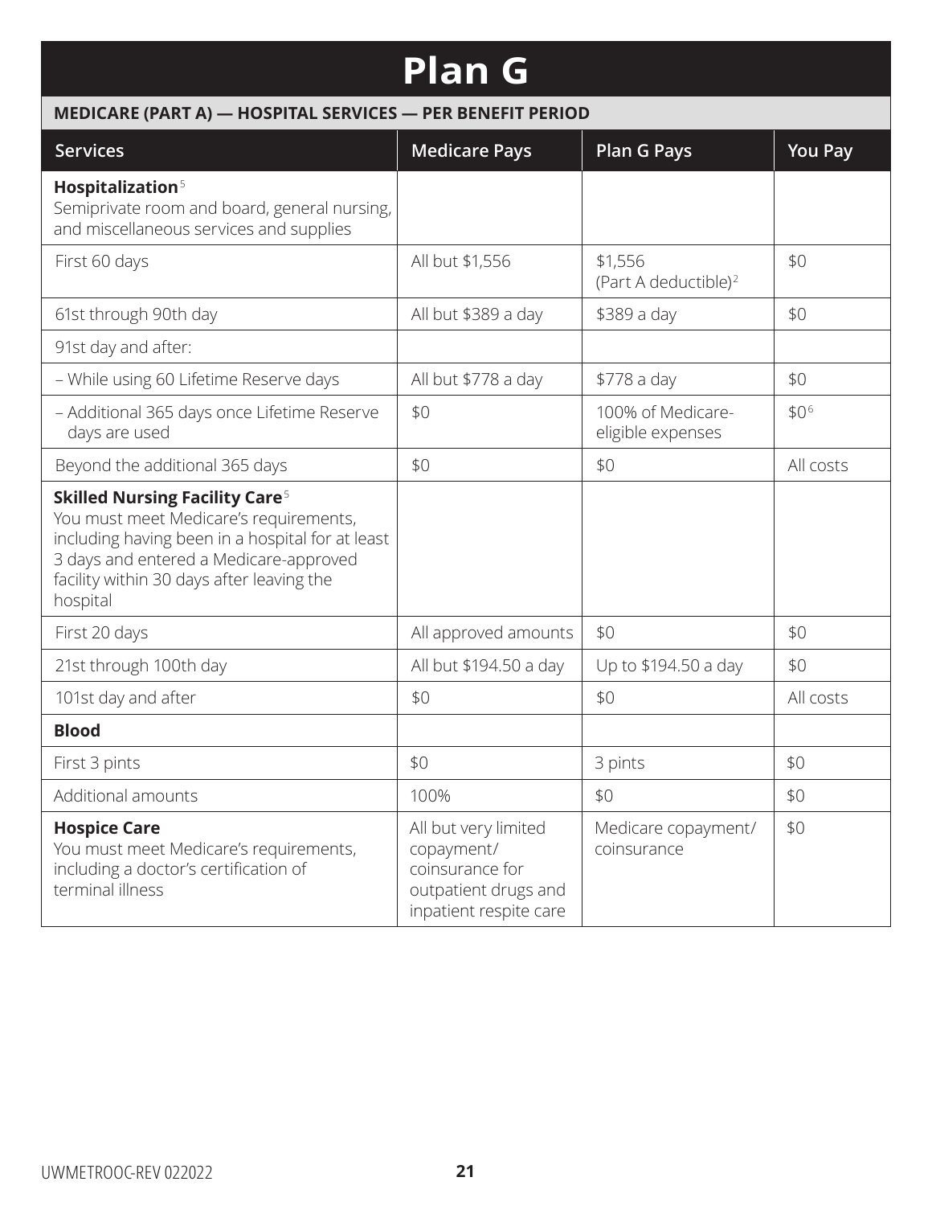# Plan G

| MEDICARE (PART A) — HOSPITAL SERVICES — PER BENEFIT PERIOD | | | |
|---|---|---|---|
| **Services** | **Medicare Pays** | **Plan G Pays** | **You Pay** |
| **Hospitalization**[5]<br>Semiprivate room and board, general nursing, and miscellaneous services and supplies | | | |
| First 60 days | All but $1,556 | $1,556<br>(Part A deductible)[2] | $0 |
| 61st through 90th day | All but $389 a day | $389 a day | $0 |
| 91st day and after: | | | |
| – While using 60 Lifetime Reserve days | All but $778 a day | $778 a day | $0 |
| – Additional 365 days once Lifetime Reserve days are used | $0 | 100% of Medicare-eligible expenses | $0[6] |
| Beyond the additional 365 days | $0 | $0 | All costs |
| **Skilled Nursing Facility Care**[5]<br>You must meet Medicare's requirements, including having been in a hospital for at least 3 days and entered a Medicare-approved facility within 30 days after leaving the hospital | | | |
| First 20 days | All approved amounts | $0 | $0 |
| 21st through 100th day | All but $194.50 a day | Up to $194.50 a day | $0 |
| 101st day and after | $0 | $0 | All costs |
| **Blood** | | | |
| First 3 pints | $0 | 3 pints | $0 |
| Additional amounts | 100% | $0 | $0 |
| **Hospice Care**<br>You must meet Medicare's requirements, including a doctor's certification of terminal illness | All but very limited copayment/ coinsurance for outpatient drugs and inpatient respite care | Medicare copayment/ coinsurance | $0 |

UWMETROOC-REV 022022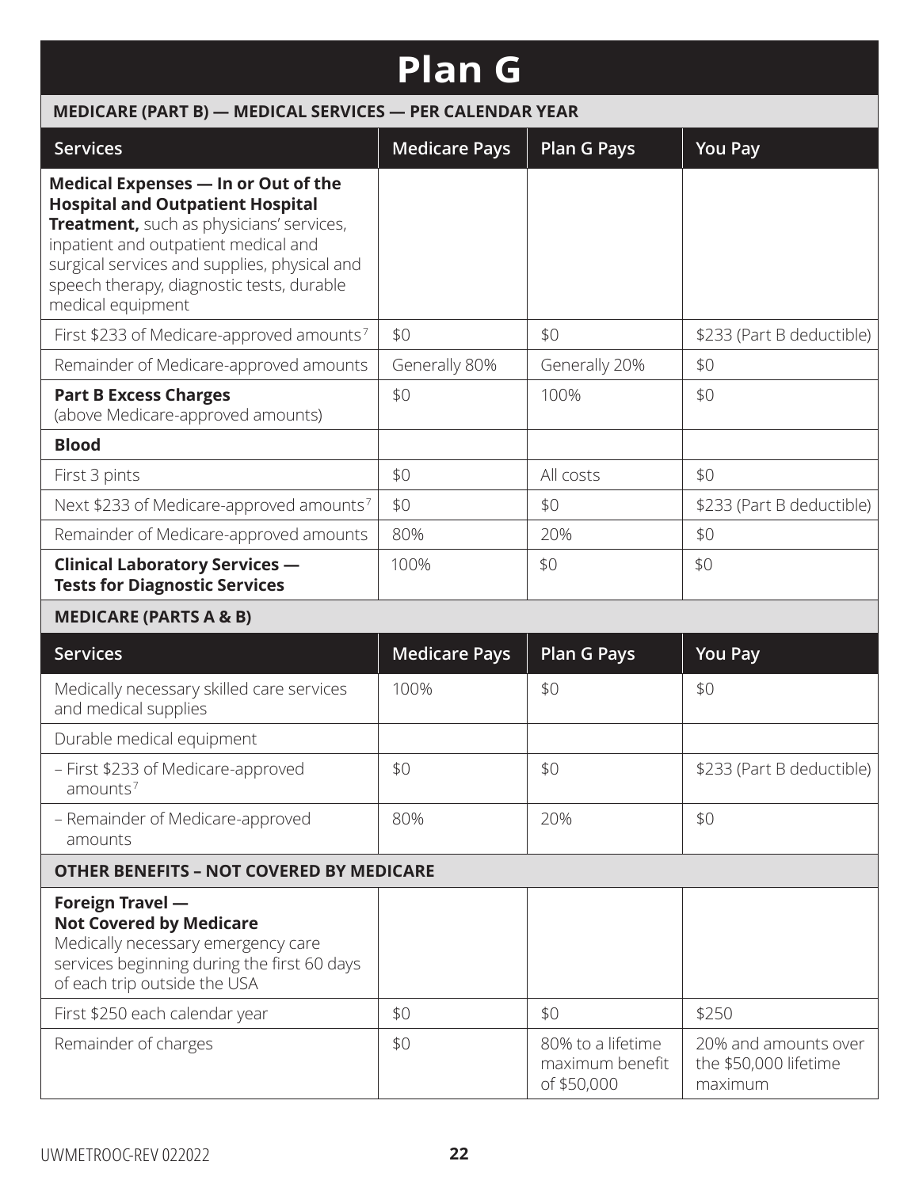# Plan G

**MEDICARE (PART B) — MEDICAL SERVICES — PER CALENDAR YEAR**

| Services | Medicare Pays | Plan G Pays | You Pay |
|---|---|---|---|
| **Medical Expenses — In or Out of the Hospital and Outpatient Hospital Treatment,** such as physicians' services, inpatient and outpatient medical and surgical services and supplies, physical and speech therapy, diagnostic tests, durable medical equipment | | | |
| First $233 of Medicare-approved amounts[7] | $0 | $0 | $233 (Part B deductible) |
| Remainder of Medicare-approved amounts | Generally 80% | Generally 20% | $0 |
| **Part B Excess Charges** (above Medicare-approved amounts) | $0 | 100% | $0 |
| **Blood** | | | |
| First 3 pints | $0 | All costs | $0 |
| Next $233 of Medicare-approved amounts[7] | $0 | $0 | $233 (Part B deductible) |
| Remainder of Medicare-approved amounts | 80% | 20% | $0 |
| **Clinical Laboratory Services — Tests for Diagnostic Services** | 100% | $0 | $0 |

**MEDICARE (PARTS A & B)**

| Services | Medicare Pays | Plan G Pays | You Pay |
|---|---|---|---|
| Medically necessary skilled care services and medical supplies | 100% | $0 | $0 |
| Durable medical equipment | | | |
| – First $233 of Medicare-approved amounts[7] | $0 | $0 | $233 (Part B deductible) |
| – Remainder of Medicare-approved amounts | 80% | 20% | $0 |

**OTHER BENEFITS – NOT COVERED BY MEDICARE**

| Services | Medicare Pays | Plan G Pays | You Pay |
|---|---|---|---|
| **Foreign Travel — Not Covered by Medicare** Medically necessary emergency care services beginning during the first 60 days of each trip outside the USA | | | |
| First $250 each calendar year | $0 | $0 | $250 |
| Remainder of charges | $0 | 80% to a lifetime maximum benefit of $50,000 | 20% and amounts over the $50,000 lifetime maximum |

UWMETROOC-REV 022022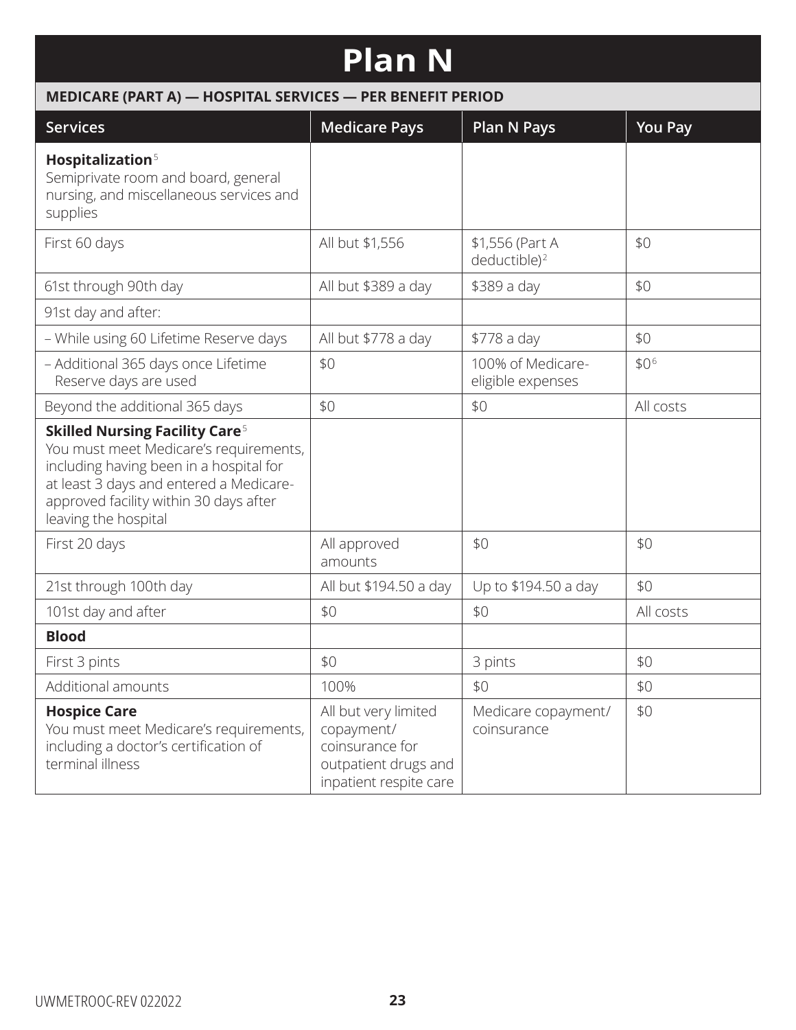# Plan N

**MEDICARE (PART A) — HOSPITAL SERVICES — PER BENEFIT PERIOD**

| Services | Medicare Pays | Plan N Pays | You Pay |
|---|---|---|---|
| **Hospitalization**[5] Semiprivate room and board, general nursing, and miscellaneous services and supplies | | | |
| First 60 days | All but $1,556 | $1,556 (Part A deductible)[2] | $0 |
| 61st through 90th day | All but $389 a day | $389 a day | $0 |
| 91st day and after: | | | |
| – While using 60 Lifetime Reserve days | All but $778 a day | $778 a day | $0 |
| – Additional 365 days once Lifetime Reserve days are used | $0 | 100% of Medicare-eligible expenses | $0[6] |
| Beyond the additional 365 days | $0 | $0 | All costs |
| **Skilled Nursing Facility Care**[5] You must meet Medicare's requirements, including having been in a hospital for at least 3 days and entered a Medicare-approved facility within 30 days after leaving the hospital | | | |
| First 20 days | All approved amounts | $0 | $0 |
| 21st through 100th day | All but $194.50 a day | Up to $194.50 a day | $0 |
| 101st day and after | $0 | $0 | All costs |
| **Blood** | | | |
| First 3 pints | $0 | 3 pints | $0 |
| Additional amounts | 100% | $0 | $0 |
| **Hospice Care** You must meet Medicare's requirements, including a doctor's certification of terminal illness | All but very limited copayment/ coinsurance for outpatient drugs and inpatient respite care | Medicare copayment/ coinsurance | $0 |

UWMETROOC-REV 022022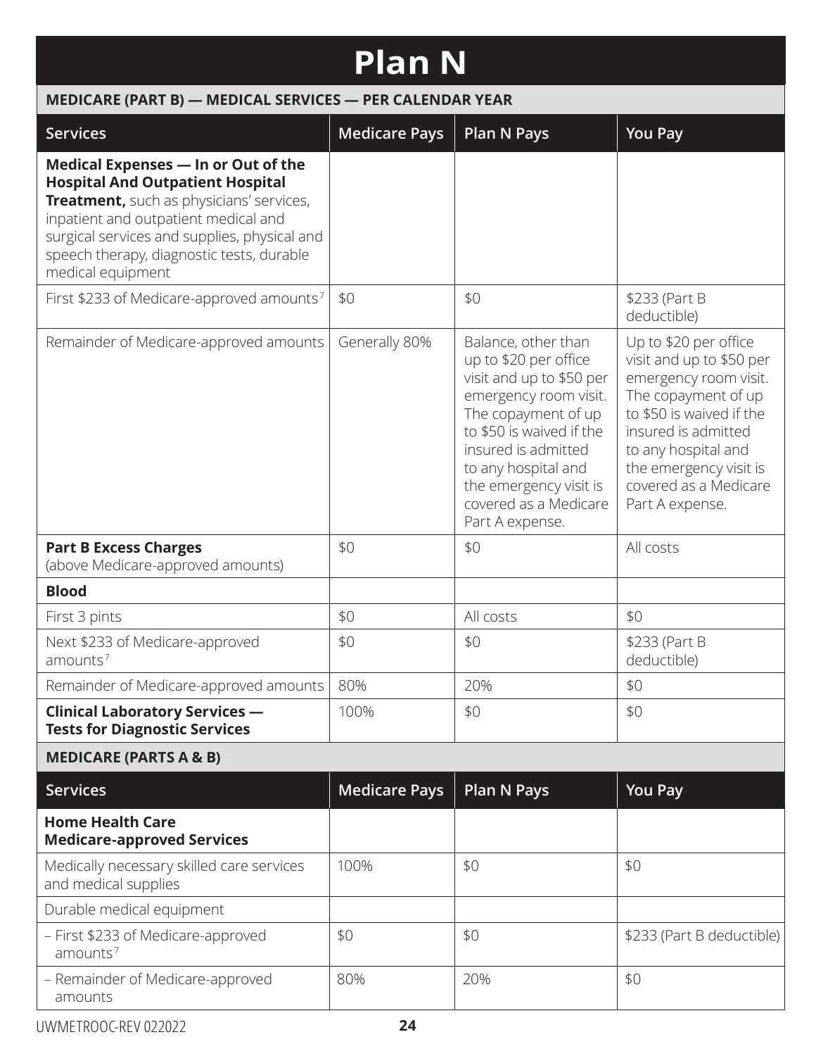# Plan N

**MEDICARE (PART B) — MEDICAL SERVICES — PER CALENDAR YEAR**

| Services | Medicare Pays | Plan N Pays | You Pay |
|---|---|---|---|
| **Medical Expenses — In or Out of the Hospital And Outpatient Hospital Treatment,** such as physicians' services, inpatient and outpatient medical and surgical services and supplies, physical and speech therapy, diagnostic tests, durable medical equipment | | | |
| First $233 of Medicare-approved amounts[7] | $0 | $0 | $233 (Part B deductible) |
| Remainder of Medicare-approved amounts | Generally 80% | Balance, other than up to $20 per office visit and up to $50 per emergency room visit. The copayment of up to $50 is waived if the insured is admitted to any hospital and the emergency visit is covered as a Medicare Part A expense. | Up to $20 per office visit and up to $50 per emergency room visit. The copayment of up to $50 is waived if the insured is admitted to any hospital and the emergency visit is covered as a Medicare Part A expense. |
| **Part B Excess Charges** (above Medicare-approved amounts) | $0 | $0 | All costs |
| **Blood** | | | |
| First 3 pints | $0 | All costs | $0 |
| Next $233 of Medicare-approved amounts[7] | $0 | $0 | $233 (Part B deductible) |
| Remainder of Medicare-approved amounts | 80% | 20% | $0 |
| **Clinical Laboratory Services — Tests for Diagnostic Services** | 100% | $0 | $0 |

**MEDICARE (PARTS A & B)**

| Services | Medicare Pays | Plan N Pays | You Pay |
|---|---|---|---|
| **Home Health Care Medicare-approved Services** | | | |
| Medically necessary skilled care services and medical supplies | 100% | $0 | $0 |
| Durable medical equipment | | | |
| – First $233 of Medicare-approved amounts[7] | $0 | $0 | $233 (Part B deductible) |
| – Remainder of Medicare-approved amounts | 80% | 20% | $0 |

UWMETROOC-REV 022022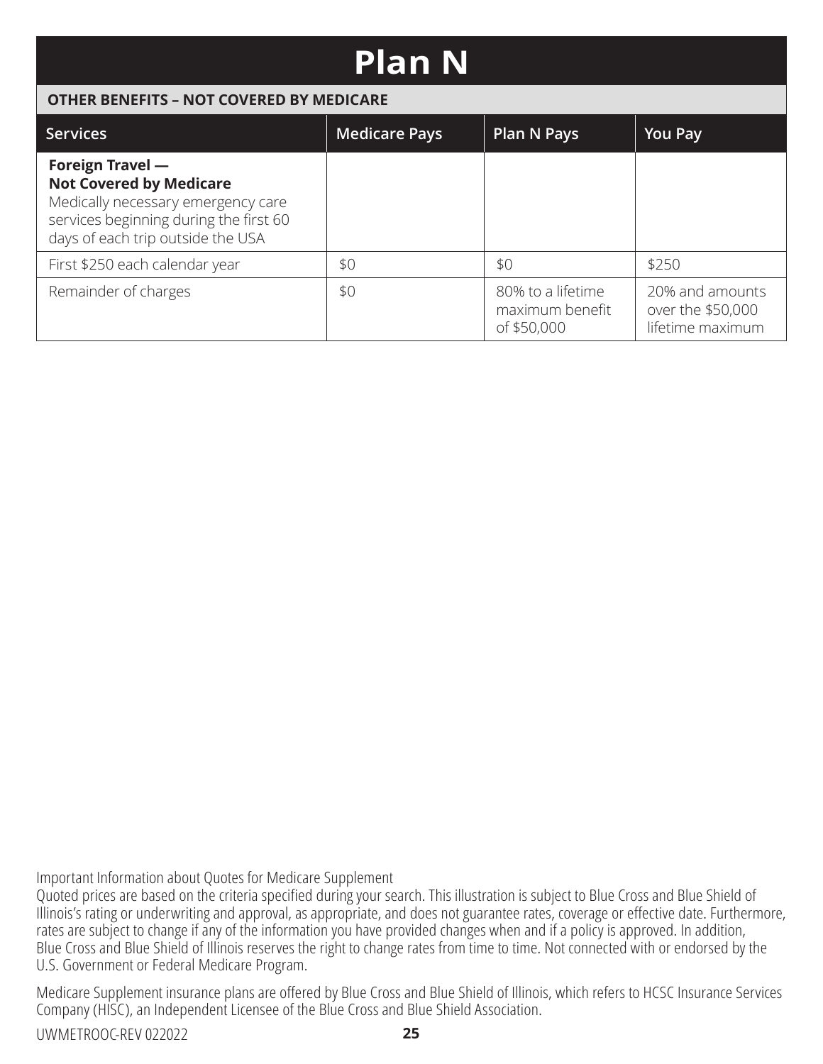# Plan N

## OTHER BENEFITS – NOT COVERED BY MEDICARE

| Services | Medicare Pays | Plan N Pays | You Pay |
|---|---|---|---|
| **Foreign Travel — Not Covered by Medicare** Medically necessary emergency care services beginning during the first 60 days of each trip outside the USA | | | |
| First $250 each calendar year | $0 | $0 | $250 |
| Remainder of charges | $0 | 80% to a lifetime maximum benefit of $50,000 | 20% and amounts over the $50,000 lifetime maximum |

Important Information about Quotes for Medicare Supplement

Quoted prices are based on the criteria specified during your search. This illustration is subject to Blue Cross and Blue Shield of Illinois's rating or underwriting and approval, as appropriate, and does not guarantee rates, coverage or effective date. Furthermore, rates are subject to change if any of the information you have provided changes when and if a policy is approved. In addition, Blue Cross and Blue Shield of Illinois reserves the right to change rates from time to time. Not connected with or endorsed by the U.S. Government or Federal Medicare Program.

Medicare Supplement insurance plans are offered by Blue Cross and Blue Shield of Illinois, which refers to HCSC Insurance Services Company (HISC), an Independent Licensee of the Blue Cross and Blue Shield Association.

UWMETROOC-REV 022022